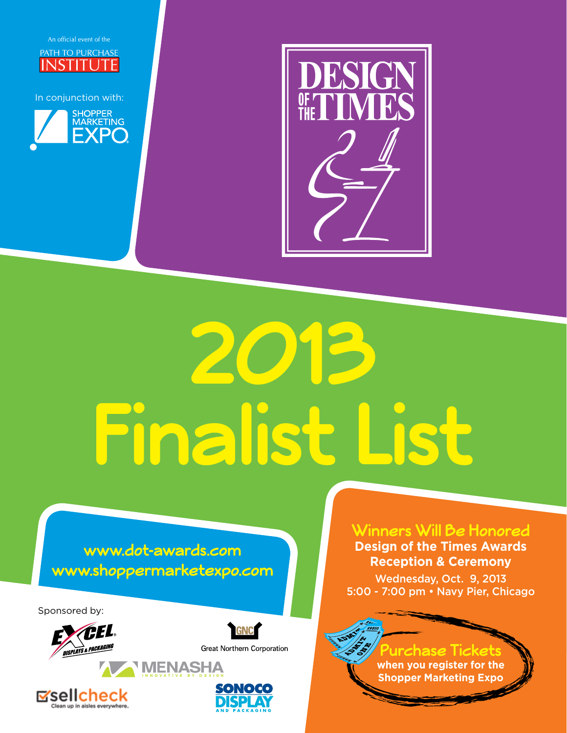An official event of the

PATH TO PURCHASE INSTITUTE

In conjunction with:

SHOPPER MARKETING EXPO

# DESIGN OF THE TIMES

# 2013 Finalist List

www.dot-awards.com
www.shoppermarketexpo.com

## Winners Will Be Honored

**Design of the Times Awards Reception & Ceremony**

Wednesday, Oct. 9, 2013
5:00 - 7:00 pm • Navy Pier, Chicago

**Purchase Tickets**
**when you register for the Shopper Marketing Expo**

Sponsored by:

EXCEL DISPLAYS & PACKAGING

GNC Great Northern Corporation

MENASHA INNOVATIVE BY DESIGN

sellcheck Clean up in aisles everywhere.

SONOCO DISPLAY AND PACKAGING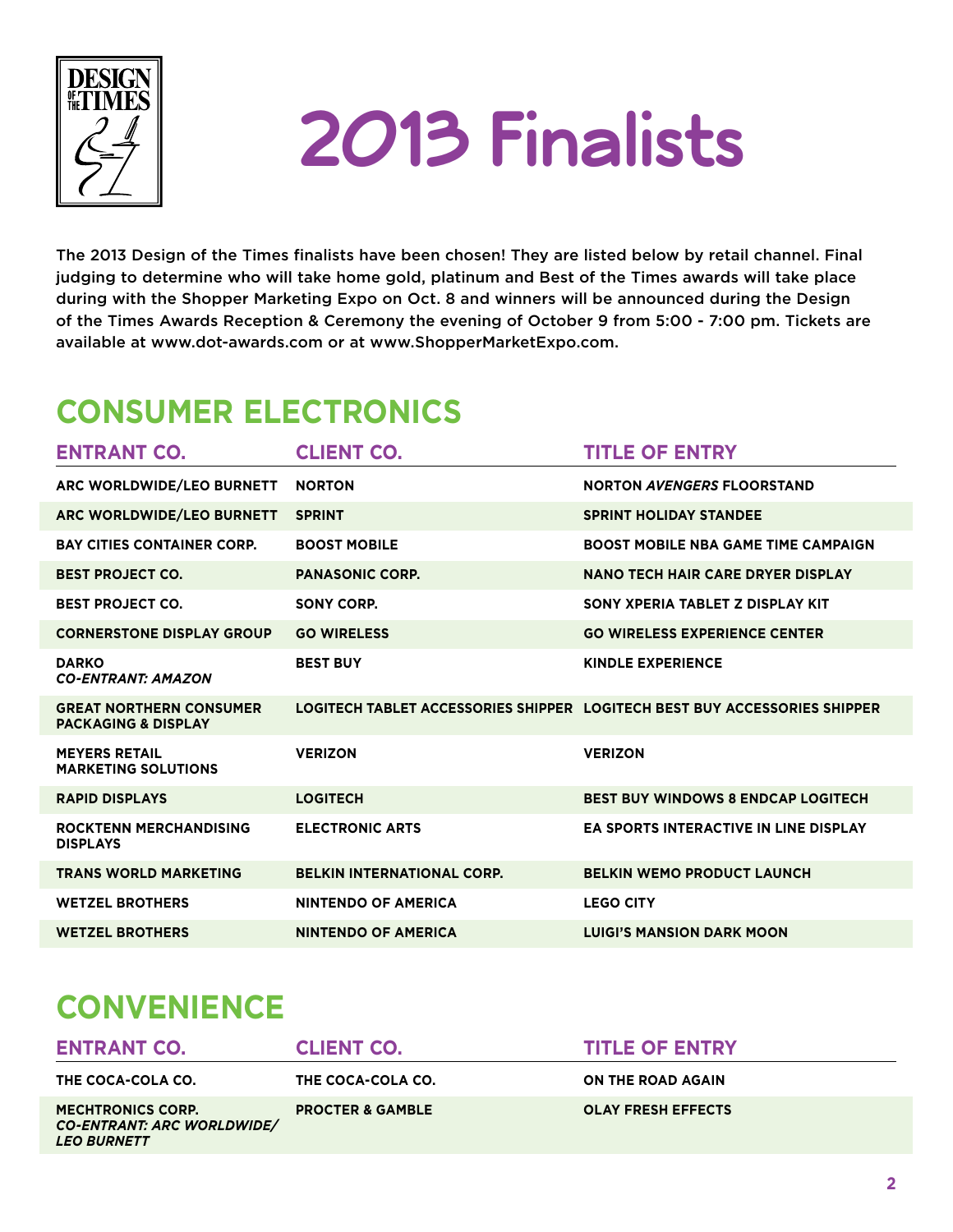# 2013 Finalists

The 2013 Design of the Times finalists have been chosen! They are listed below by retail channel. Final judging to determine who will take home gold, platinum and Best of the Times awards will take place during with the Shopper Marketing Expo on Oct. 8 and winners will be announced during the Design of the Times Awards Reception & Ceremony the evening of October 9 from 5:00 - 7:00 pm. Tickets are available at www.dot-awards.com or at www.ShopperMarketExpo.com.

## CONSUMER ELECTRONICS

| ENTRANT CO. | CLIENT CO. | TITLE OF ENTRY |
|---|---|---|
| ARC WORLDWIDE/LEO BURNETT | NORTON | NORTON *AVENGERS* FLOORSTAND |
| ARC WORLDWIDE/LEO BURNETT | SPRINT | SPRINT HOLIDAY STANDEE |
| BAY CITIES CONTAINER CORP. | BOOST MOBILE | BOOST MOBILE NBA GAME TIME CAMPAIGN |
| BEST PROJECT CO. | PANASONIC CORP. | NANO TECH HAIR CARE DRYER DISPLAY |
| BEST PROJECT CO. | SONY CORP. | SONY XPERIA TABLET Z DISPLAY KIT |
| CORNERSTONE DISPLAY GROUP | GO WIRELESS | GO WIRELESS EXPERIENCE CENTER |
| DARKO *CO-ENTRANT: AMAZON* | BEST BUY | KINDLE EXPERIENCE |
| GREAT NORTHERN CONSUMER PACKAGING & DISPLAY | LOGITECH TABLET ACCESSORIES SHIPPER | LOGITECH BEST BUY ACCESSORIES SHIPPER |
| MEYERS RETAIL MARKETING SOLUTIONS | VERIZON | VERIZON |
| RAPID DISPLAYS | LOGITECH | BEST BUY WINDOWS 8 ENDCAP LOGITECH |
| ROCKTENN MERCHANDISING DISPLAYS | ELECTRONIC ARTS | EA SPORTS INTERACTIVE IN LINE DISPLAY |
| TRANS WORLD MARKETING | BELKIN INTERNATIONAL CORP. | BELKIN WEMO PRODUCT LAUNCH |
| WETZEL BROTHERS | NINTENDO OF AMERICA | LEGO CITY |
| WETZEL BROTHERS | NINTENDO OF AMERICA | LUIGI'S MANSION DARK MOON |

## CONVENIENCE

| ENTRANT CO. | CLIENT CO. | TITLE OF ENTRY |
|---|---|---|
| THE COCA-COLA CO. | THE COCA-COLA CO. | ON THE ROAD AGAIN |
| MECHTRONICS CORP. *CO-ENTRANT: ARC WORLDWIDE/ LEO BURNETT* | PROCTER & GAMBLE | OLAY FRESH EFFECTS |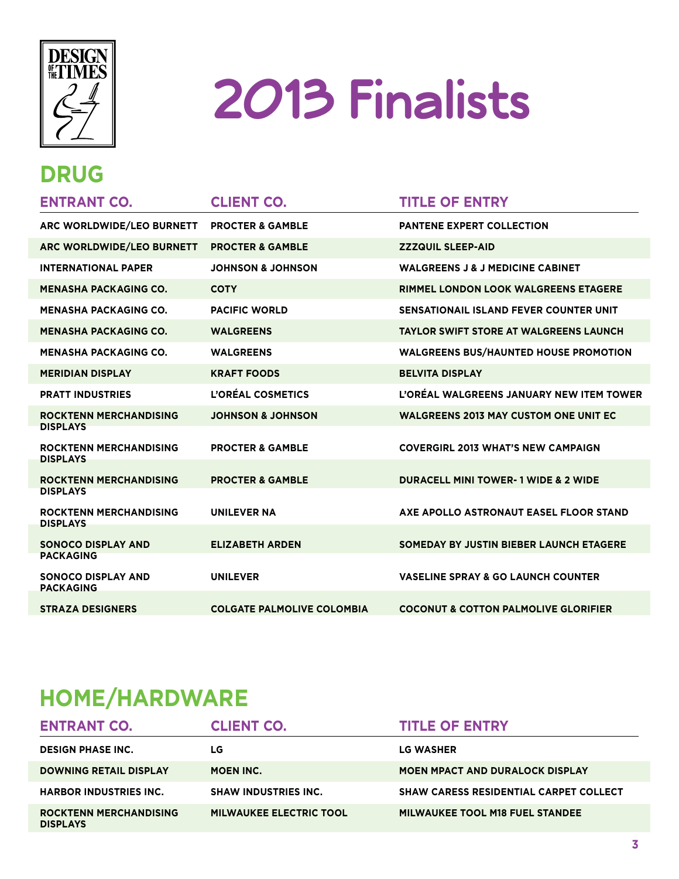# 2013 Finalists

## DRUG

| ENTRANT CO. | CLIENT CO. | TITLE OF ENTRY |
|---|---|---|
| ARC WORLDWIDE/LEO BURNETT | PROCTER & GAMBLE | PANTENE EXPERT COLLECTION |
| ARC WORLDWIDE/LEO BURNETT | PROCTER & GAMBLE | ZZZQUIL SLEEP-AID |
| INTERNATIONAL PAPER | JOHNSON & JOHNSON | WALGREENS J & J MEDICINE CABINET |
| MENASHA PACKAGING CO. | COTY | RIMMEL LONDON LOOK WALGREENS ETAGERE |
| MENASHA PACKAGING CO. | PACIFIC WORLD | SENSATIONAIL ISLAND FEVER COUNTER UNIT |
| MENASHA PACKAGING CO. | WALGREENS | TAYLOR SWIFT STORE AT WALGREENS LAUNCH |
| MENASHA PACKAGING CO. | WALGREENS | WALGREENS BUS/HAUNTED HOUSE PROMOTION |
| MERIDIAN DISPLAY | KRAFT FOODS | BELVITA DISPLAY |
| PRATT INDUSTRIES | L'ORÉAL COSMETICS | L'ORÉAL WALGREENS JANUARY NEW ITEM TOWER |
| ROCKTENN MERCHANDISING DISPLAYS | JOHNSON & JOHNSON | WALGREENS 2013 MAY CUSTOM ONE UNIT EC |
| ROCKTENN MERCHANDISING DISPLAYS | PROCTER & GAMBLE | COVERGIRL 2013 WHAT'S NEW CAMPAIGN |
| ROCKTENN MERCHANDISING DISPLAYS | PROCTER & GAMBLE | DURACELL MINI TOWER- 1 WIDE & 2 WIDE |
| ROCKTENN MERCHANDISING DISPLAYS | UNILEVER NA | AXE APOLLO ASTRONAUT EASEL FLOOR STAND |
| SONOCO DISPLAY AND PACKAGING | ELIZABETH ARDEN | SOMEDAY BY JUSTIN BIEBER LAUNCH ETAGERE |
| SONOCO DISPLAY AND PACKAGING | UNILEVER | VASELINE SPRAY & GO LAUNCH COUNTER |
| STRAZA DESIGNERS | COLGATE PALMOLIVE COLOMBIA | COCONUT & COTTON PALMOLIVE GLORIFIER |

## HOME/HARDWARE

| ENTRANT CO. | CLIENT CO. | TITLE OF ENTRY |
|---|---|---|
| DESIGN PHASE INC. | LG | LG WASHER |
| DOWNING RETAIL DISPLAY | MOEN INC. | MOEN MPACT AND DURALOCK DISPLAY |
| HARBOR INDUSTRIES INC. | SHAW INDUSTRIES INC. | SHAW CARESS RESIDENTIAL CARPET COLLECT |
| ROCKTENN MERCHANDISING DISPLAYS | MILWAUKEE ELECTRIC TOOL | MILWAUKEE TOOL M18 FUEL STANDEE |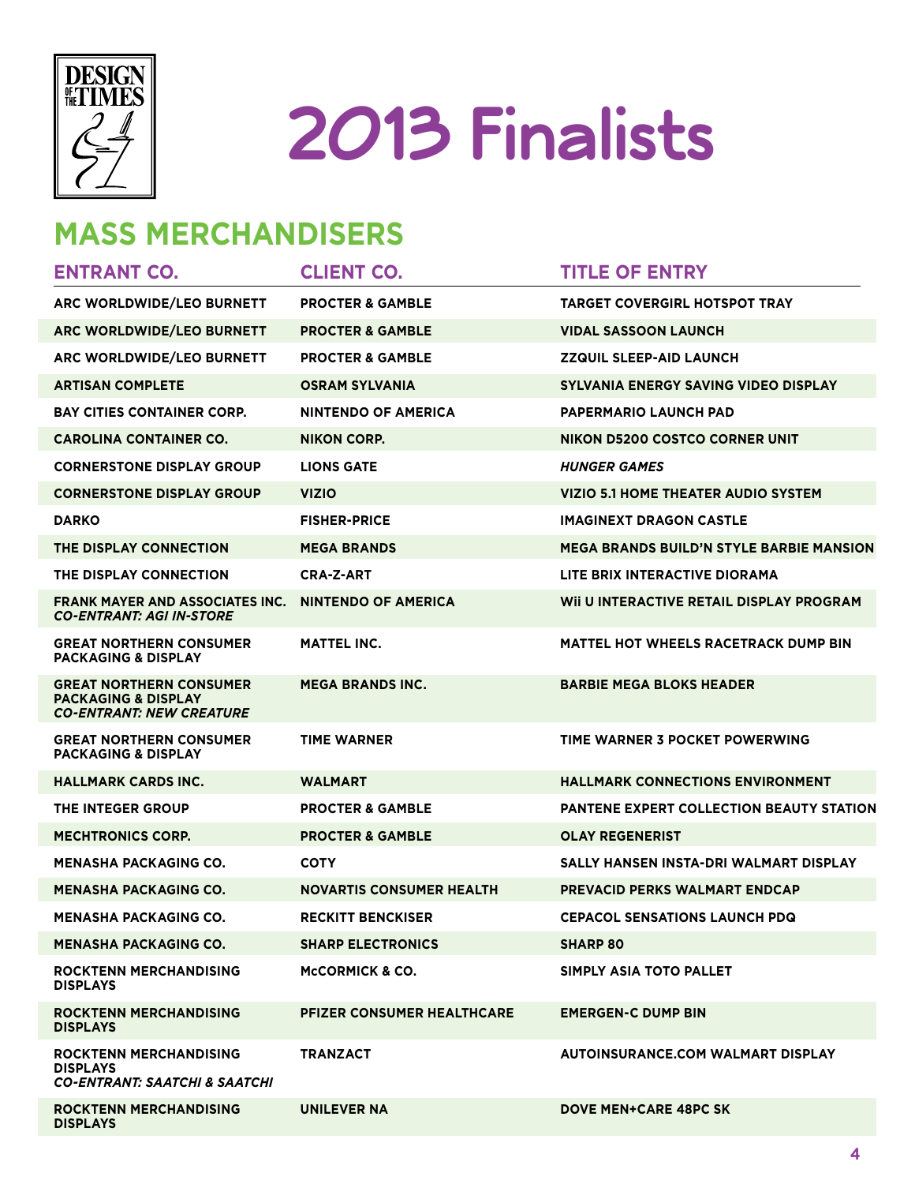# 2013 Finalists

## MASS MERCHANDISERS

| ENTRANT CO. | CLIENT CO. | TITLE OF ENTRY |
|---|---|---|
| ARC WORLDWIDE/LEO BURNETT | PROCTER & GAMBLE | TARGET COVERGIRL HOTSPOT TRAY |
| ARC WORLDWIDE/LEO BURNETT | PROCTER & GAMBLE | VIDAL SASSOON LAUNCH |
| ARC WORLDWIDE/LEO BURNETT | PROCTER & GAMBLE | ZZQUIL SLEEP-AID LAUNCH |
| ARTISAN COMPLETE | OSRAM SYLVANIA | SYLVANIA ENERGY SAVING VIDEO DISPLAY |
| BAY CITIES CONTAINER CORP. | NINTENDO OF AMERICA | PAPERMARIO LAUNCH PAD |
| CAROLINA CONTAINER CO. | NIKON CORP. | NIKON D5200 COSTCO CORNER UNIT |
| CORNERSTONE DISPLAY GROUP | LIONS GATE | *HUNGER GAMES* |
| CORNERSTONE DISPLAY GROUP | VIZIO | VIZIO 5.1 HOME THEATER AUDIO SYSTEM |
| DARKO | FISHER-PRICE | IMAGINEXT DRAGON CASTLE |
| THE DISPLAY CONNECTION | MEGA BRANDS | MEGA BRANDS BUILD'N STYLE BARBIE MANSION |
| THE DISPLAY CONNECTION | CRA-Z-ART | LITE BRIX INTERACTIVE DIORAMA |
| FRANK MAYER AND ASSOCIATES INC. *CO-ENTRANT: AGI IN-STORE* | NINTENDO OF AMERICA | Wii U INTERACTIVE RETAIL DISPLAY PROGRAM |
| GREAT NORTHERN CONSUMER PACKAGING & DISPLAY | MATTEL INC. | MATTEL HOT WHEELS RACETRACK DUMP BIN |
| GREAT NORTHERN CONSUMER PACKAGING & DISPLAY *CO-ENTRANT: NEW CREATURE* | MEGA BRANDS INC. | BARBIE MEGA BLOKS HEADER |
| GREAT NORTHERN CONSUMER PACKAGING & DISPLAY | TIME WARNER | TIME WARNER 3 POCKET POWERWING |
| HALLMARK CARDS INC. | WALMART | HALLMARK CONNECTIONS ENVIRONMENT |
| THE INTEGER GROUP | PROCTER & GAMBLE | PANTENE EXPERT COLLECTION BEAUTY STATION |
| MECHTRONICS CORP. | PROCTER & GAMBLE | OLAY REGENERIST |
| MENASHA PACKAGING CO. | COTY | SALLY HANSEN INSTA-DRI WALMART DISPLAY |
| MENASHA PACKAGING CO. | NOVARTIS CONSUMER HEALTH | PREVACID PERKS WALMART ENDCAP |
| MENASHA PACKAGING CO. | RECKITT BENCKISER | CEPACOL SENSATIONS LAUNCH PDQ |
| MENASHA PACKAGING CO. | SHARP ELECTRONICS | SHARP 80 |
| ROCKTENN MERCHANDISING DISPLAYS | McCORMICK & CO. | SIMPLY ASIA TOTO PALLET |
| ROCKTENN MERCHANDISING DISPLAYS | PFIZER CONSUMER HEALTHCARE | EMERGEN-C DUMP BIN |
| ROCKTENN MERCHANDISING DISPLAYS *CO-ENTRANT: SAATCHI & SAATCHI* | TRANZACT | AUTOINSURANCE.COM WALMART DISPLAY |
| ROCKTENN MERCHANDISING DISPLAYS | UNILEVER NA | DOVE MEN+CARE 48PC SK |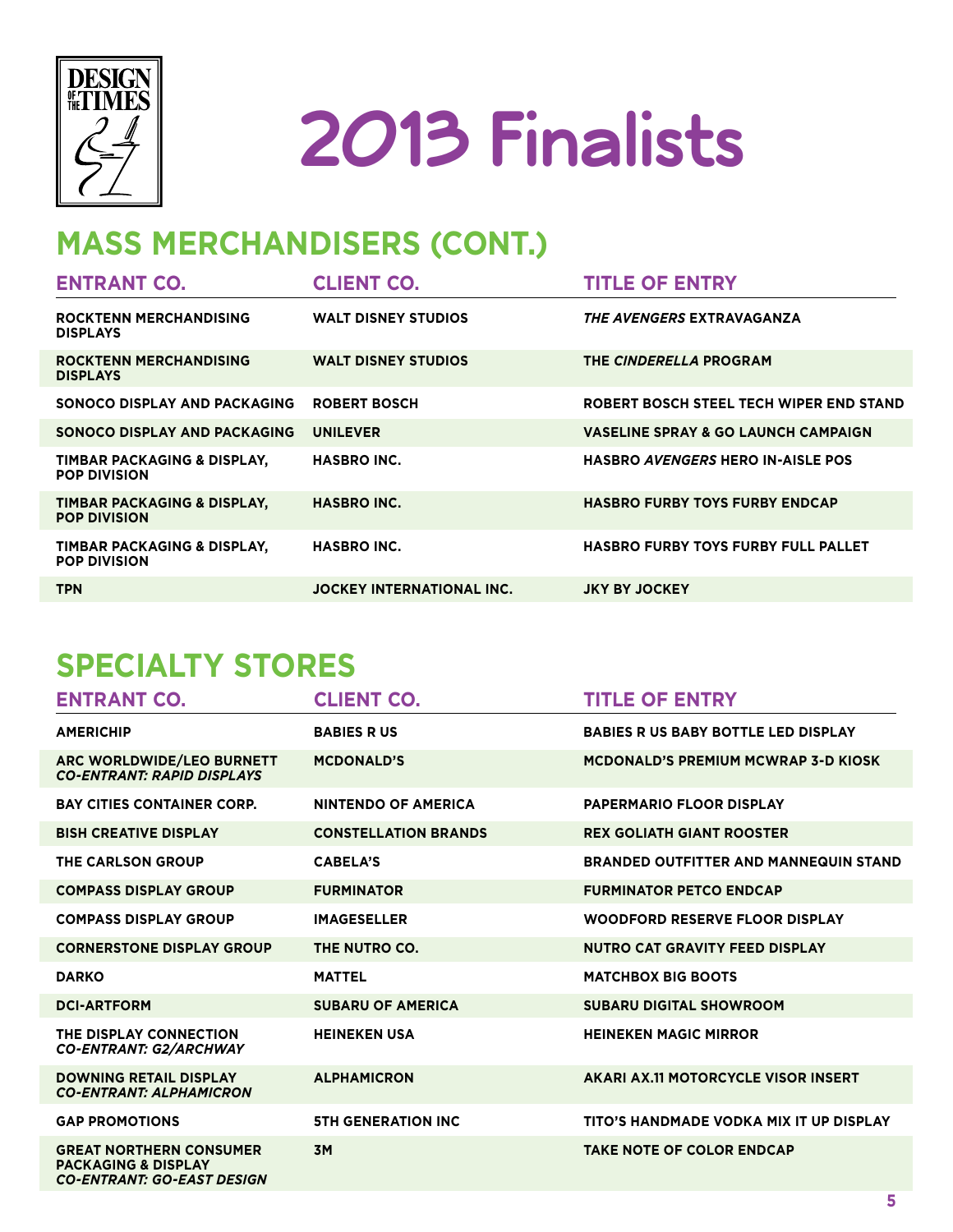# 2013 Finalists

## MASS MERCHANDISERS (CONT.)

| ENTRANT CO. | CLIENT CO. | TITLE OF ENTRY |
| --- | --- | --- |
| ROCKTENN MERCHANDISING DISPLAYS | WALT DISNEY STUDIOS | *THE AVENGERS* EXTRAVAGANZA |
| ROCKTENN MERCHANDISING DISPLAYS | WALT DISNEY STUDIOS | THE *CINDERELLA* PROGRAM |
| SONOCO DISPLAY AND PACKAGING | ROBERT BOSCH | ROBERT BOSCH STEEL TECH WIPER END STAND |
| SONOCO DISPLAY AND PACKAGING | UNILEVER | VASELINE SPRAY & GO LAUNCH CAMPAIGN |
| TIMBAR PACKAGING & DISPLAY, POP DIVISION | HASBRO INC. | HASBRO *AVENGERS* HERO IN-AISLE POS |
| TIMBAR PACKAGING & DISPLAY, POP DIVISION | HASBRO INC. | HASBRO FURBY TOYS FURBY ENDCAP |
| TIMBAR PACKAGING & DISPLAY, POP DIVISION | HASBRO INC. | HASBRO FURBY TOYS FURBY FULL PALLET |
| TPN | JOCKEY INTERNATIONAL INC. | JKY BY JOCKEY |

## SPECIALTY STORES

| ENTRANT CO. | CLIENT CO. | TITLE OF ENTRY |
| --- | --- | --- |
| AMERICHIP | BABIES R US | BABIES R US BABY BOTTLE LED DISPLAY |
| ARC WORLDWIDE/LEO BURNETT *CO-ENTRANT: RAPID DISPLAYS* | MCDONALD'S | MCDONALD'S PREMIUM MCWRAP 3-D KIOSK |
| BAY CITIES CONTAINER CORP. | NINTENDO OF AMERICA | PAPERMARIO FLOOR DISPLAY |
| BISH CREATIVE DISPLAY | CONSTELLATION BRANDS | REX GOLIATH GIANT ROOSTER |
| THE CARLSON GROUP | CABELA'S | BRANDED OUTFITTER AND MANNEQUIN STAND |
| COMPASS DISPLAY GROUP | FURMINATOR | FURMINATOR PETCO ENDCAP |
| COMPASS DISPLAY GROUP | IMAGESELLER | WOODFORD RESERVE FLOOR DISPLAY |
| CORNERSTONE DISPLAY GROUP | THE NUTRO CO. | NUTRO CAT GRAVITY FEED DISPLAY |
| DARKO | MATTEL | MATCHBOX BIG BOOTS |
| DCI-ARTFORM | SUBARU OF AMERICA | SUBARU DIGITAL SHOWROOM |
| THE DISPLAY CONNECTION *CO-ENTRANT: G2/ARCHWAY* | HEINEKEN USA | HEINEKEN MAGIC MIRROR |
| DOWNING RETAIL DISPLAY *CO-ENTRANT: ALPHAMICRON* | ALPHAMICRON | AKARI AX.11 MOTORCYCLE VISOR INSERT |
| GAP PROMOTIONS | 5TH GENERATION INC | TITO'S HANDMADE VODKA MIX IT UP DISPLAY |
| GREAT NORTHERN CONSUMER PACKAGING & DISPLAY *CO-ENTRANT: GO-EAST DESIGN* | 3M | TAKE NOTE OF COLOR ENDCAP |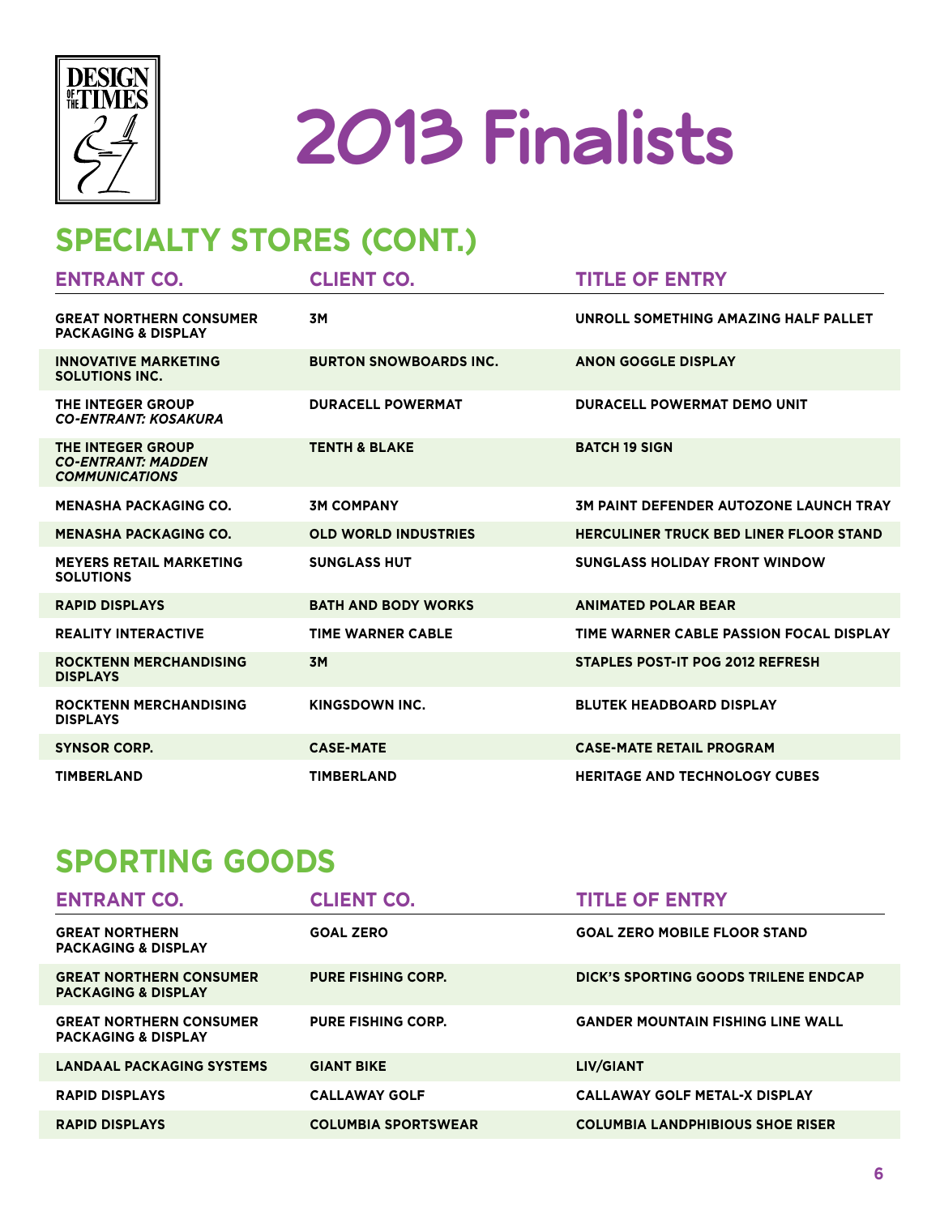# 2013 Finalists

## SPECIALTY STORES (CONT.)

| ENTRANT CO. | CLIENT CO. | TITLE OF ENTRY |
|---|---|---|
| GREAT NORTHERN CONSUMER PACKAGING & DISPLAY | 3M | UNROLL SOMETHING AMAZING HALF PALLET |
| INNOVATIVE MARKETING SOLUTIONS INC. | BURTON SNOWBOARDS INC. | ANON GOGGLE DISPLAY |
| THE INTEGER GROUP *CO-ENTRANT: KOSAKURA* | DURACELL POWERMAT | DURACELL POWERMAT DEMO UNIT |
| THE INTEGER GROUP *CO-ENTRANT: MADDEN COMMUNICATIONS* | TENTH & BLAKE | BATCH 19 SIGN |
| MENASHA PACKAGING CO. | 3M COMPANY | 3M PAINT DEFENDER AUTOZONE LAUNCH TRAY |
| MENASHA PACKAGING CO. | OLD WORLD INDUSTRIES | HERCULINER TRUCK BED LINER FLOOR STAND |
| MEYERS RETAIL MARKETING SOLUTIONS | SUNGLASS HUT | SUNGLASS HOLIDAY FRONT WINDOW |
| RAPID DISPLAYS | BATH AND BODY WORKS | ANIMATED POLAR BEAR |
| REALITY INTERACTIVE | TIME WARNER CABLE | TIME WARNER CABLE PASSION FOCAL DISPLAY |
| ROCKTENN MERCHANDISING DISPLAYS | 3M | STAPLES POST-IT POG 2012 REFRESH |
| ROCKTENN MERCHANDISING DISPLAYS | KINGSDOWN INC. | BLUTEK HEADBOARD DISPLAY |
| SYNSOR CORP. | CASE-MATE | CASE-MATE RETAIL PROGRAM |
| TIMBERLAND | TIMBERLAND | HERITAGE AND TECHNOLOGY CUBES |

## SPORTING GOODS

| ENTRANT CO. | CLIENT CO. | TITLE OF ENTRY |
|---|---|---|
| GREAT NORTHERN PACKAGING & DISPLAY | GOAL ZERO | GOAL ZERO MOBILE FLOOR STAND |
| GREAT NORTHERN CONSUMER PACKAGING & DISPLAY | PURE FISHING CORP. | DICK'S SPORTING GOODS TRILENE ENDCAP |
| GREAT NORTHERN CONSUMER PACKAGING & DISPLAY | PURE FISHING CORP. | GANDER MOUNTAIN FISHING LINE WALL |
| LANDAAL PACKAGING SYSTEMS | GIANT BIKE | LIV/GIANT |
| RAPID DISPLAYS | CALLAWAY GOLF | CALLAWAY GOLF METAL-X DISPLAY |
| RAPID DISPLAYS | COLUMBIA SPORTSWEAR | COLUMBIA LANDPHIBIOUS SHOE RISER |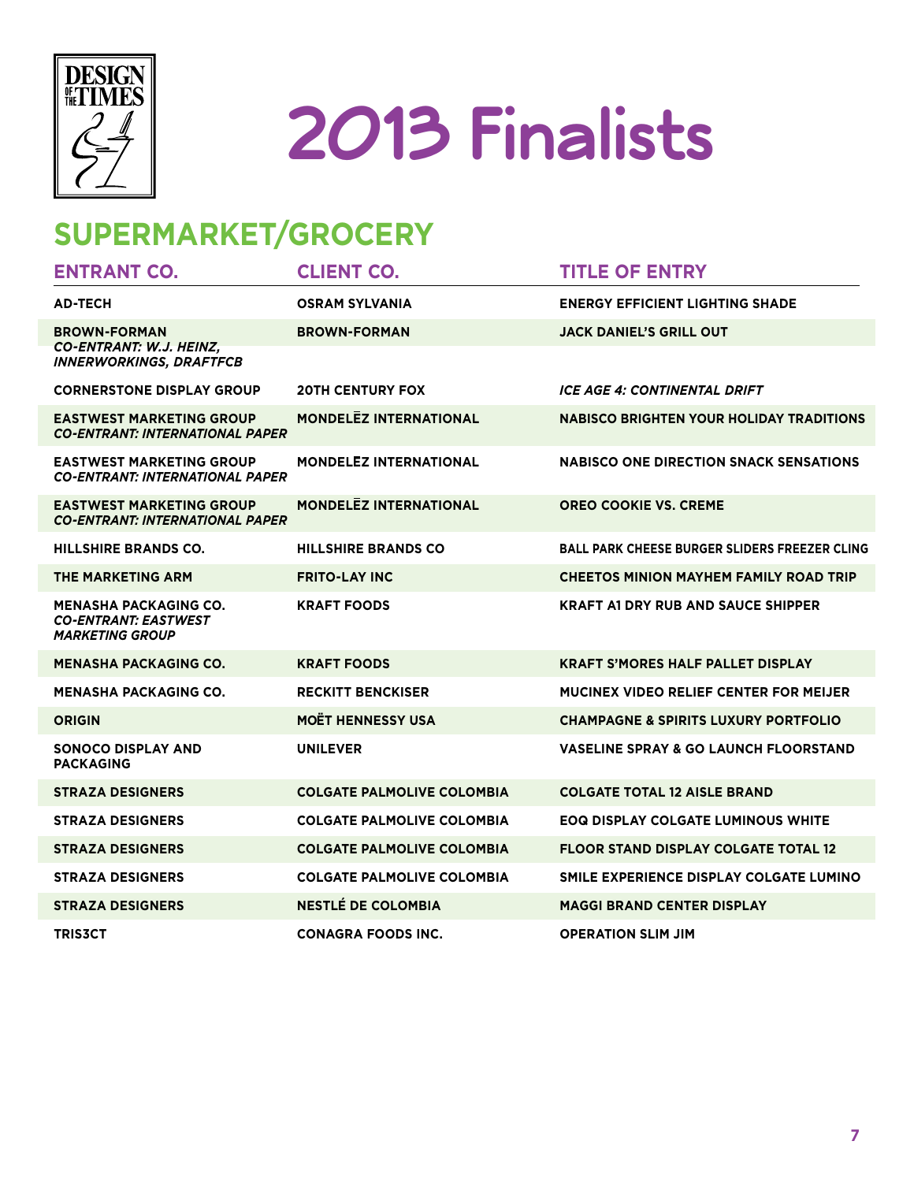# 2013 Finalists

## SUPERMARKET/GROCERY

| ENTRANT CO. | CLIENT CO. | TITLE OF ENTRY |
| --- | --- | --- |
| AD-TECH | OSRAM SYLVANIA | ENERGY EFFICIENT LIGHTING SHADE |
| BROWN-FORMAN *CO-ENTRANT: W.J. HEINZ, INNERWORKINGS, DRAFTFCB* | BROWN-FORMAN | JACK DANIEL'S GRILL OUT |
| CORNERSTONE DISPLAY GROUP | 20TH CENTURY FOX | *ICE AGE 4: CONTINENTAL DRIFT* |
| EASTWEST MARKETING GROUP *CO-ENTRANT: INTERNATIONAL PAPER* | MONDELĒZ INTERNATIONAL | NABISCO BRIGHTEN YOUR HOLIDAY TRADITIONS |
| EASTWEST MARKETING GROUP *CO-ENTRANT: INTERNATIONAL PAPER* | MONDELĒZ INTERNATIONAL | NABISCO ONE DIRECTION SNACK SENSATIONS |
| EASTWEST MARKETING GROUP *CO-ENTRANT: INTERNATIONAL PAPER* | MONDELĒZ INTERNATIONAL | OREO COOKIE VS. CREME |
| HILLSHIRE BRANDS CO. | HILLSHIRE BRANDS CO | BALL PARK CHEESE BURGER SLIDERS FREEZER CLING |
| THE MARKETING ARM | FRITO-LAY INC | CHEETOS MINION MAYHEM FAMILY ROAD TRIP |
| MENASHA PACKAGING CO. *CO-ENTRANT: EASTWEST MARKETING GROUP* | KRAFT FOODS | KRAFT A1 DRY RUB AND SAUCE SHIPPER |
| MENASHA PACKAGING CO. | KRAFT FOODS | KRAFT S'MORES HALF PALLET DISPLAY |
| MENASHA PACKAGING CO. | RECKITT BENCKISER | MUCINEX VIDEO RELIEF CENTER FOR MEIJER |
| ORIGIN | MOËT HENNESSY USA | CHAMPAGNE & SPIRITS LUXURY PORTFOLIO |
| SONOCO DISPLAY AND PACKAGING | UNILEVER | VASELINE SPRAY & GO LAUNCH FLOORSTAND |
| STRAZA DESIGNERS | COLGATE PALMOLIVE COLOMBIA | COLGATE TOTAL 12 AISLE BRAND |
| STRAZA DESIGNERS | COLGATE PALMOLIVE COLOMBIA | EOQ DISPLAY COLGATE LUMINOUS WHITE |
| STRAZA DESIGNERS | COLGATE PALMOLIVE COLOMBIA | FLOOR STAND DISPLAY COLGATE TOTAL 12 |
| STRAZA DESIGNERS | COLGATE PALMOLIVE COLOMBIA | SMILE EXPERIENCE DISPLAY COLGATE LUMINO |
| STRAZA DESIGNERS | NESTLÉ DE COLOMBIA | MAGGI BRAND CENTER DISPLAY |
| TRIS3CT | CONAGRA FOODS INC. | OPERATION SLIM JIM |